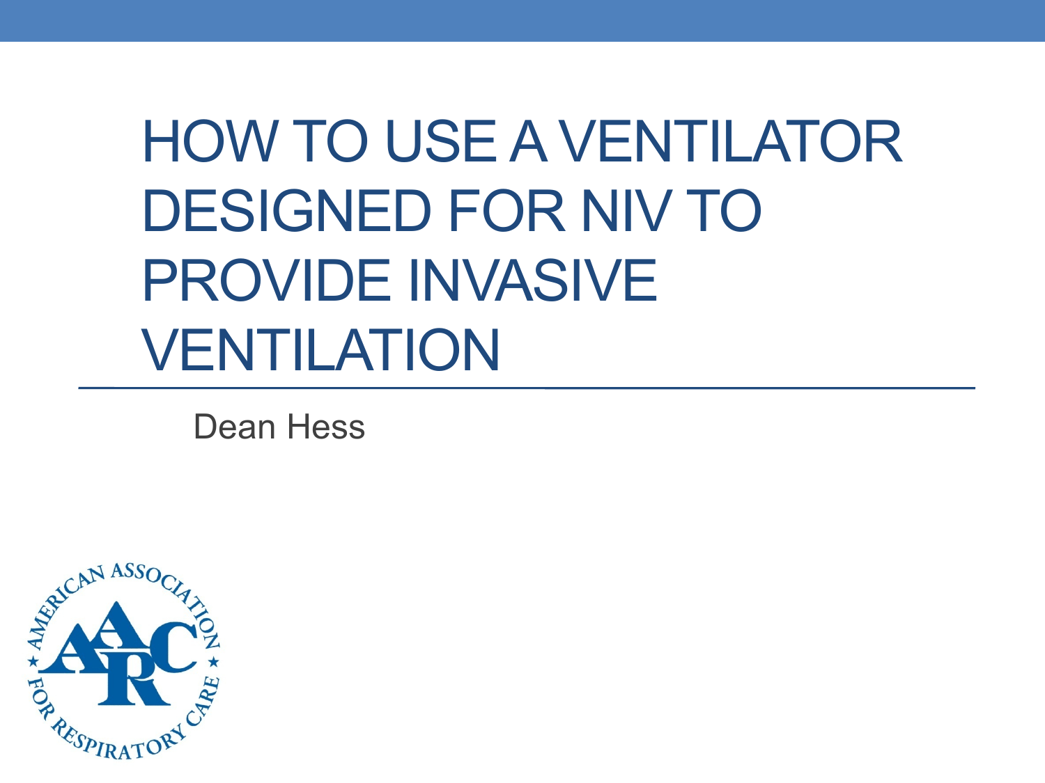# HOW TO USE A VENTILATOR DESIGNED FOR NIV TO PROVIDE INVASIVE VENTILATION

Dean Hess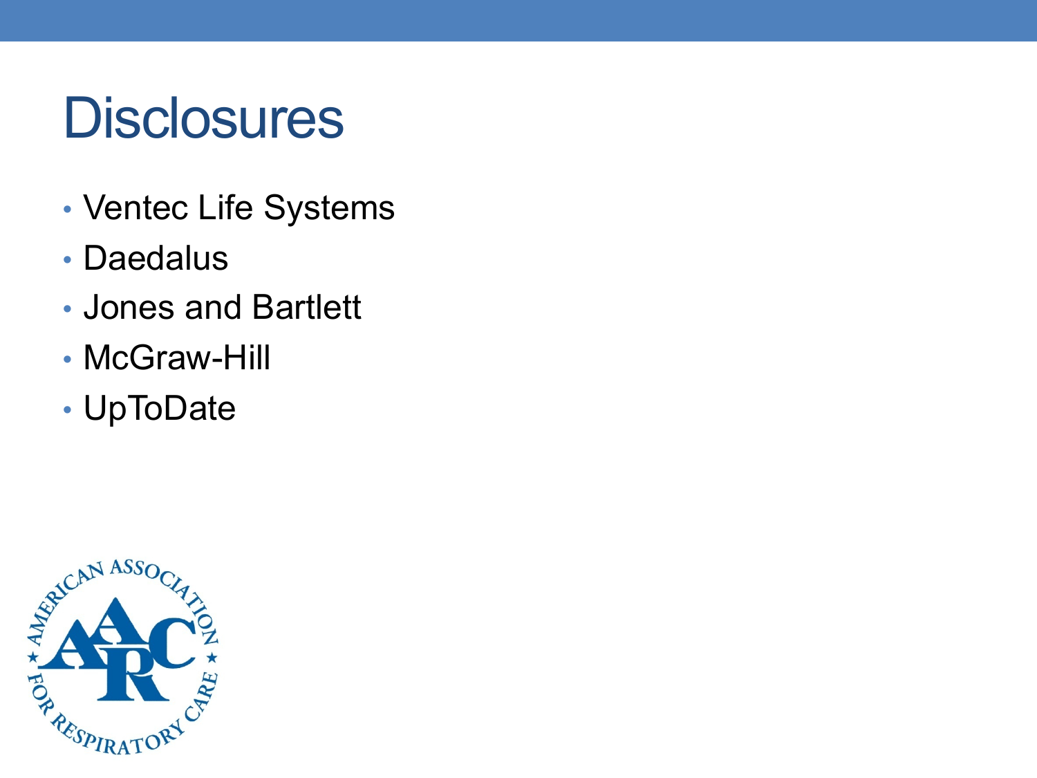# Disclosures

- Ventec Life Systems
- Daedalus
- Jones and Bartlett
- McGraw-Hill
- UpToDate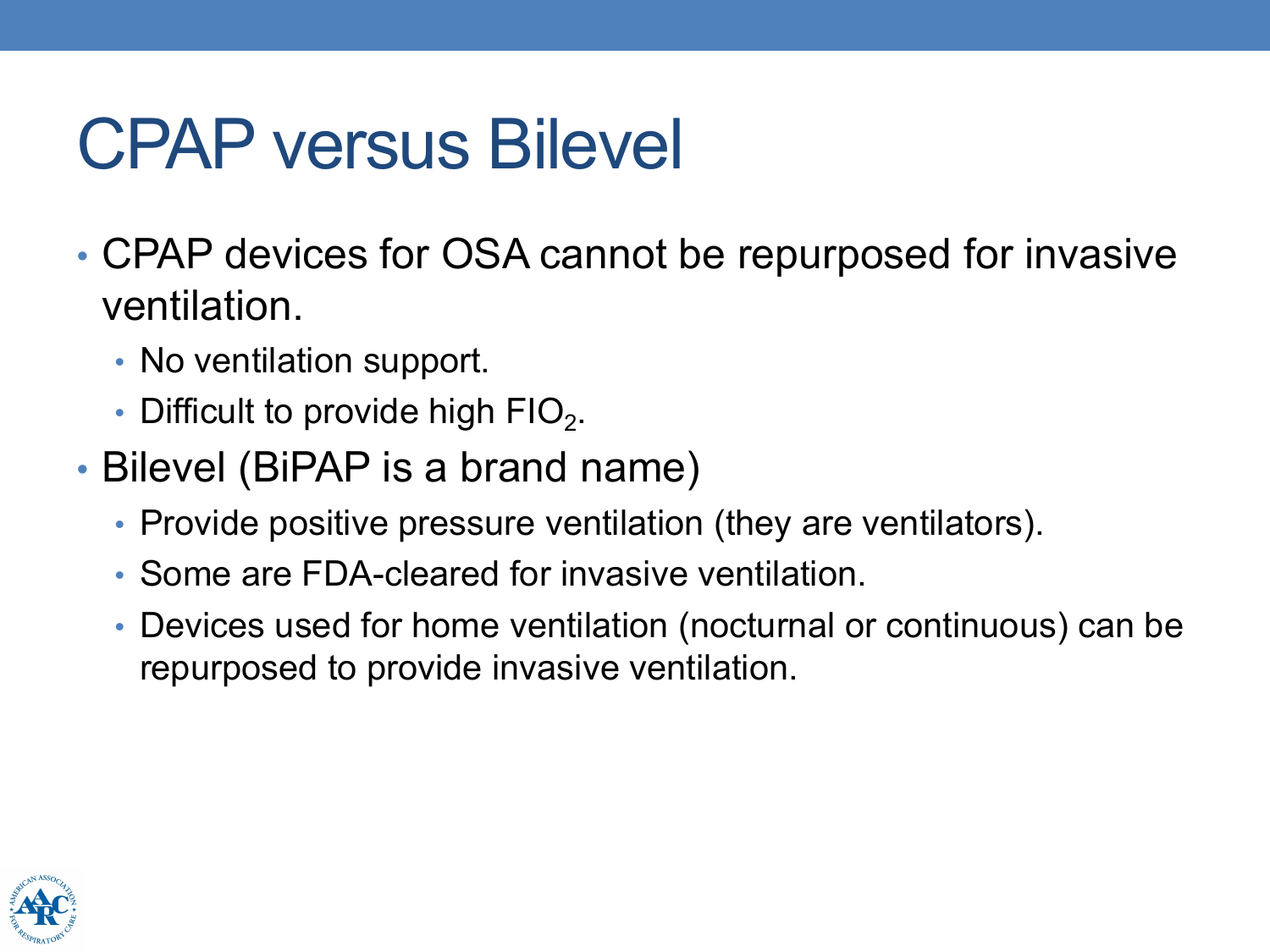# CPAP versus Bilevel

- CPAP devices for OSA cannot be repurposed for invasive ventilation.
  - No ventilation support.
  - Difficult to provide high $FIO_2$.
- Bilevel (BiPAP is a brand name)
  - Provide positive pressure ventilation (they are ventilators).
  - Some are FDA-cleared for invasive ventilation.
  - Devices used for home ventilation (nocturnal or continuous) can be repurposed to provide invasive ventilation.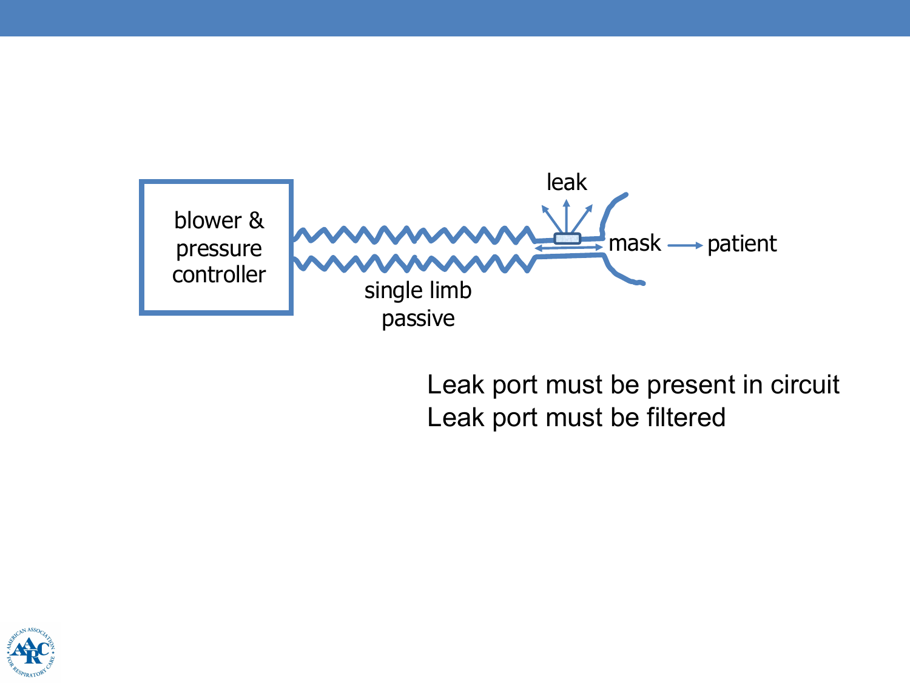blower & pressure controller

single limb passive

leak

mask → patient

Leak port must be present in circuit
Leak port must be filtered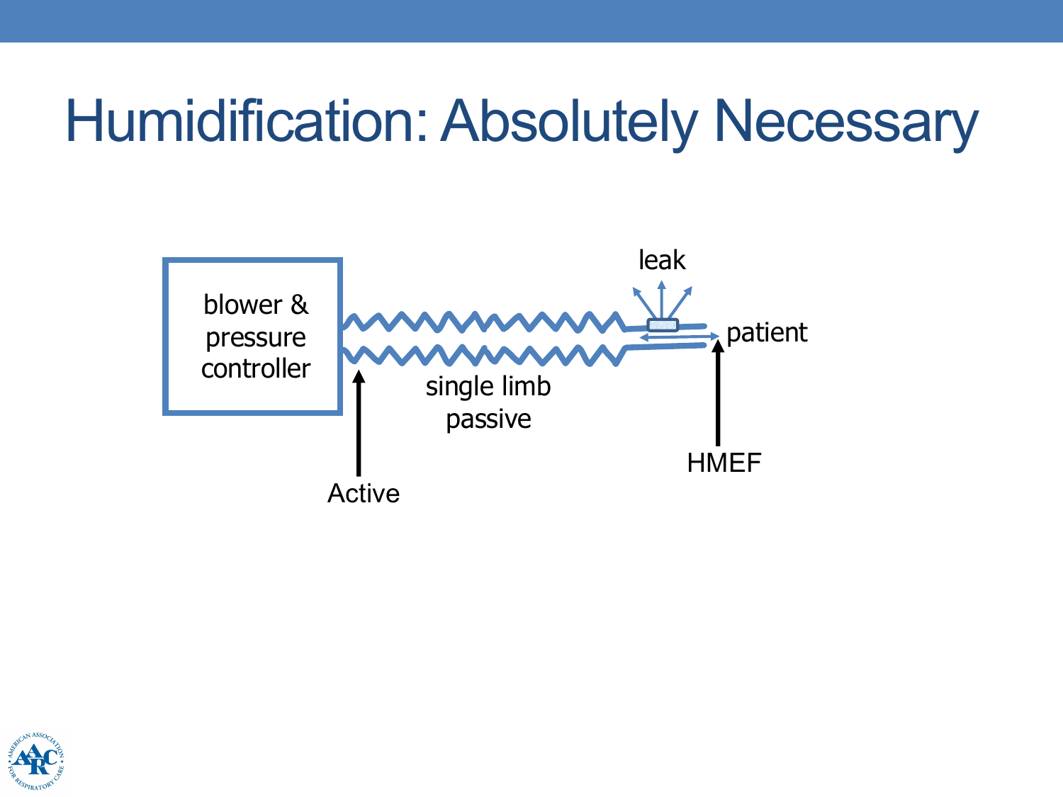# Humidification: Absolutely Necessary

blower & pressure controller

leak

patient

single limb passive

Active

HMEF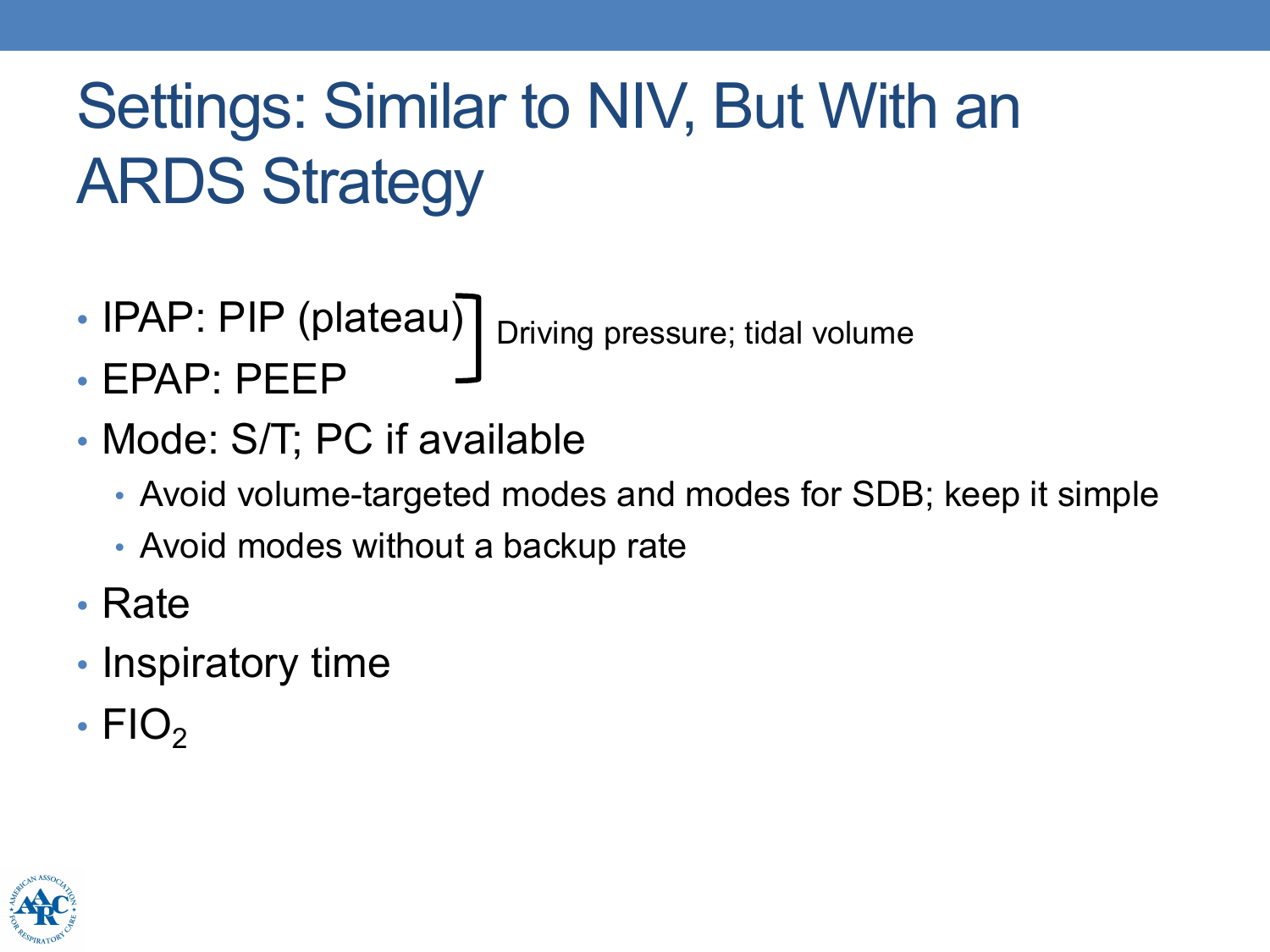# Settings: Similar to NIV, But With an ARDS Strategy

- IPAP: PIP (plateau)
- EPAP: PEEP

] Driving pressure; tidal volume

- Mode: S/T; PC if available
  - Avoid volume-targeted modes and modes for SDB; keep it simple
  - Avoid modes without a backup rate
- Rate
- Inspiratory time
- $FIO_2$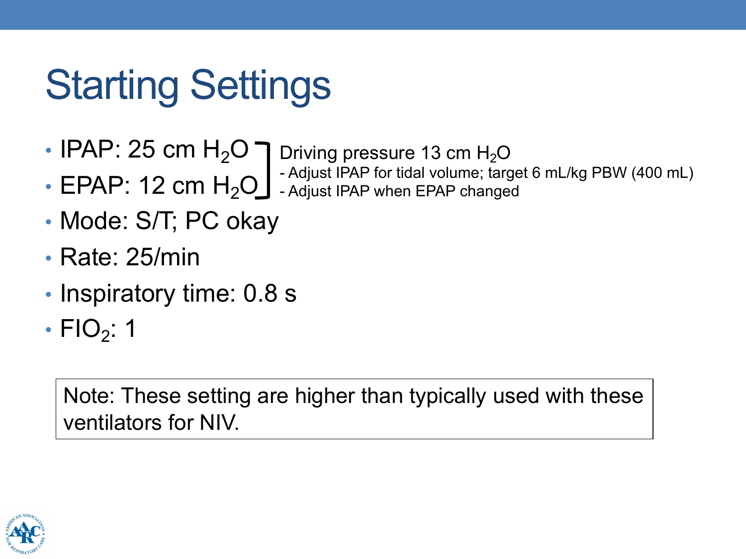# Starting Settings

- IPAP: 25 cm $H_2O$
- EPAP: 12 cm $H_2O$

Driving pressure 13 cm $H_2O$
- Adjust IPAP for tidal volume; target 6 mL/kg PBW (400 mL)
- Adjust IPAP when EPAP changed

- Mode: S/T; PC okay
- Rate: 25/min
- Inspiratory time: 0.8 s
- $FIO_2$: 1

Note: These setting are higher than typically used with these ventilators for NIV.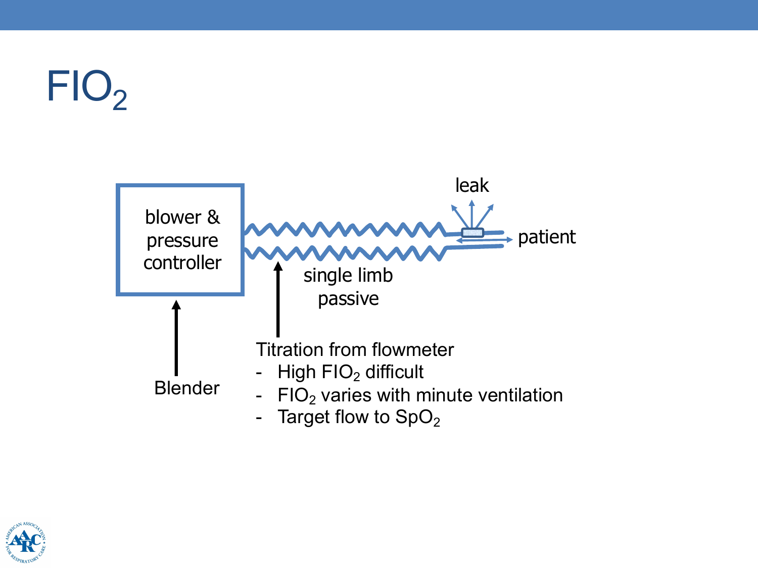# $FIO_2$

blower & pressure controller

leak

patient

single limb passive

Blender

Titration from flowmeter

- High $FIO_2$ difficult
- $FIO_2$ varies with minute ventilation
- Target flow to $SpO_2$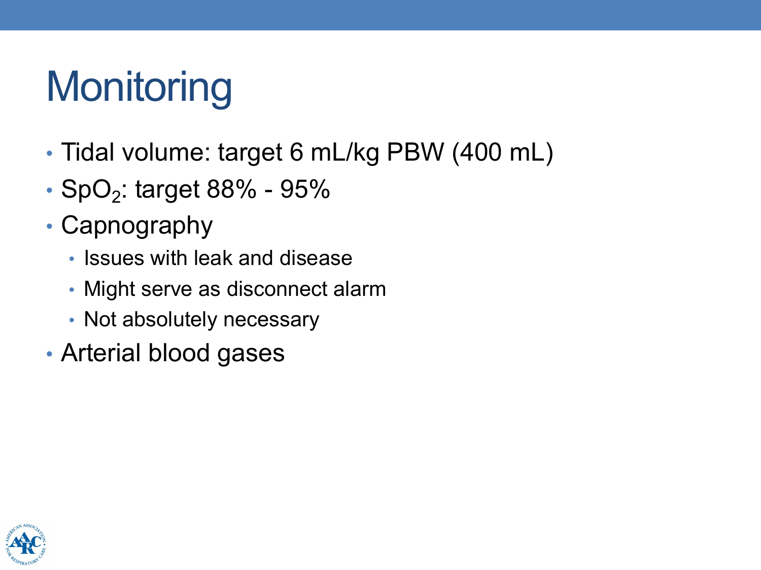# Monitoring

- Tidal volume: target 6 mL/kg PBW (400 mL)
- $SpO_2$: target 88% - 95%
- Capnography
  - Issues with leak and disease
  - Might serve as disconnect alarm
  - Not absolutely necessary
- Arterial blood gases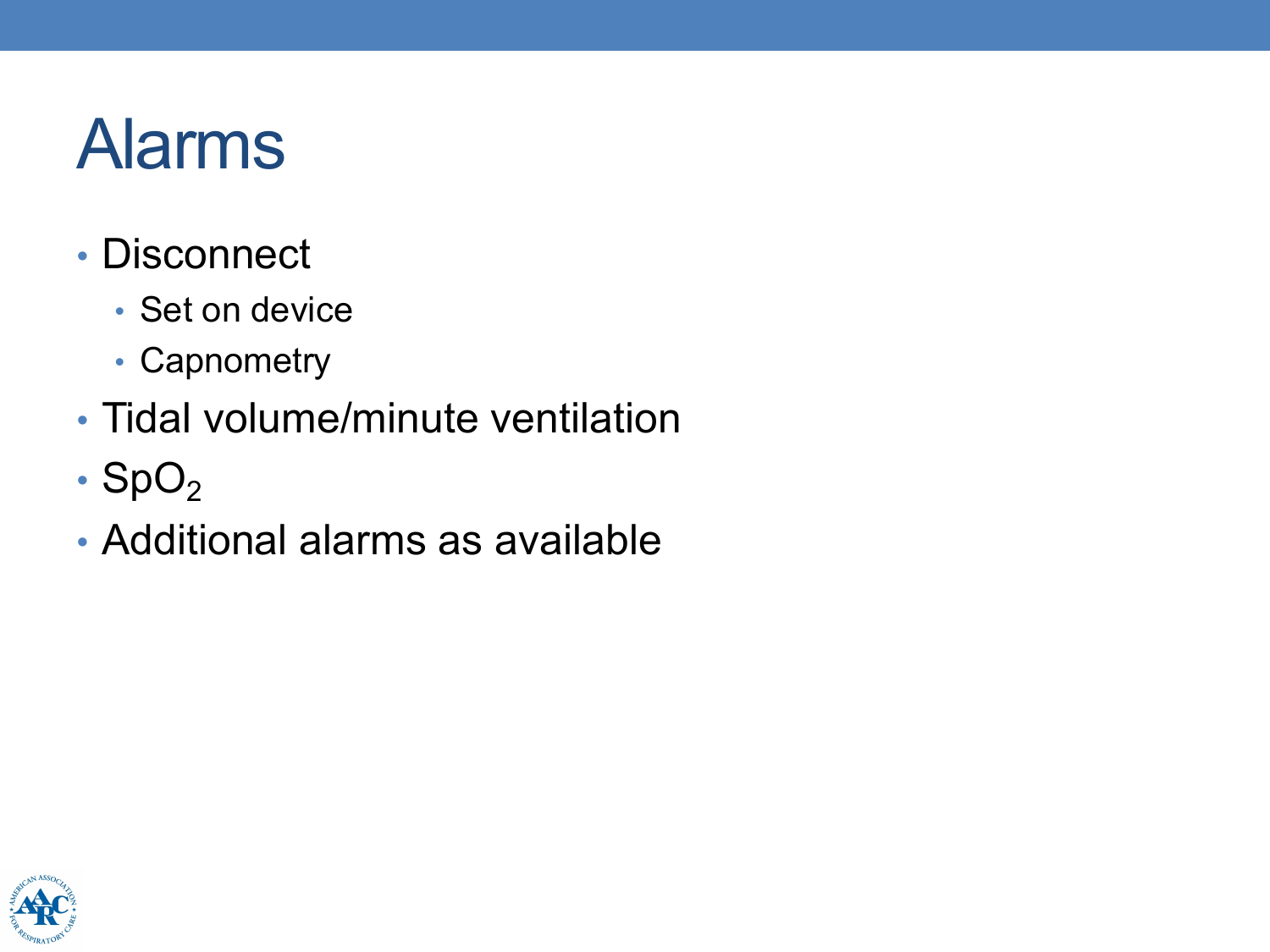# Alarms

- Disconnect
  - Set on device
  - Capnometry
- Tidal volume/minute ventilation
- $SpO_2$
- Additional alarms as available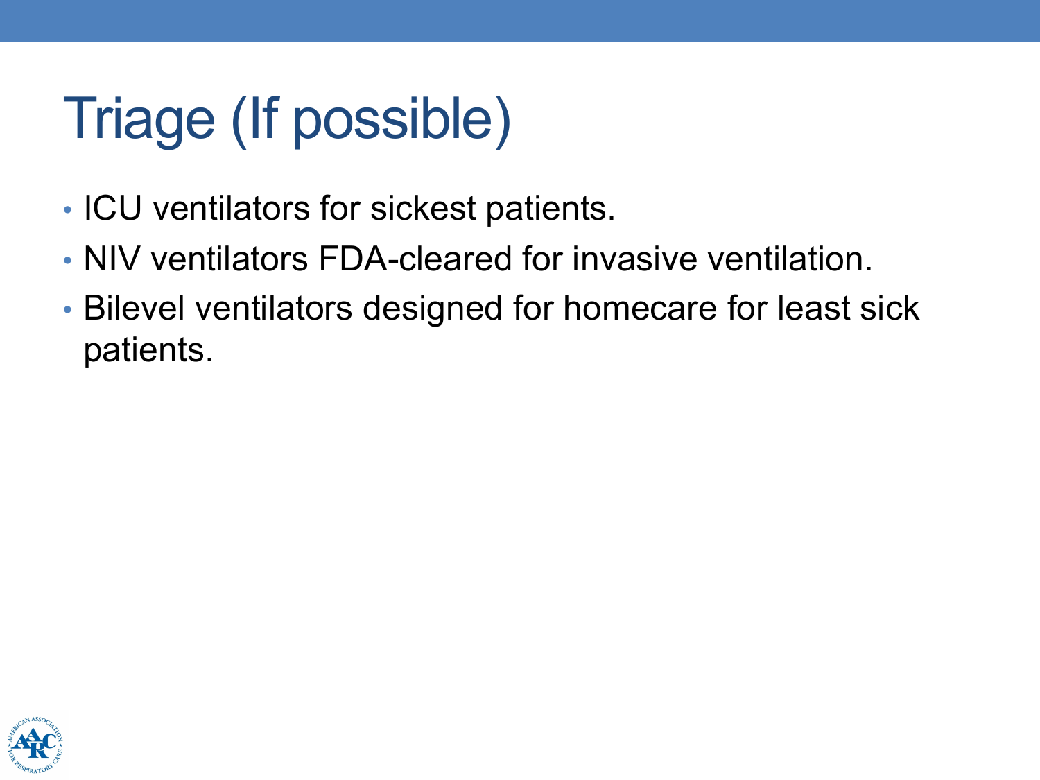# Triage (If possible)

- ICU ventilators for sickest patients.
- NIV ventilators FDA-cleared for invasive ventilation.
- Bilevel ventilators designed for homecare for least sick patients.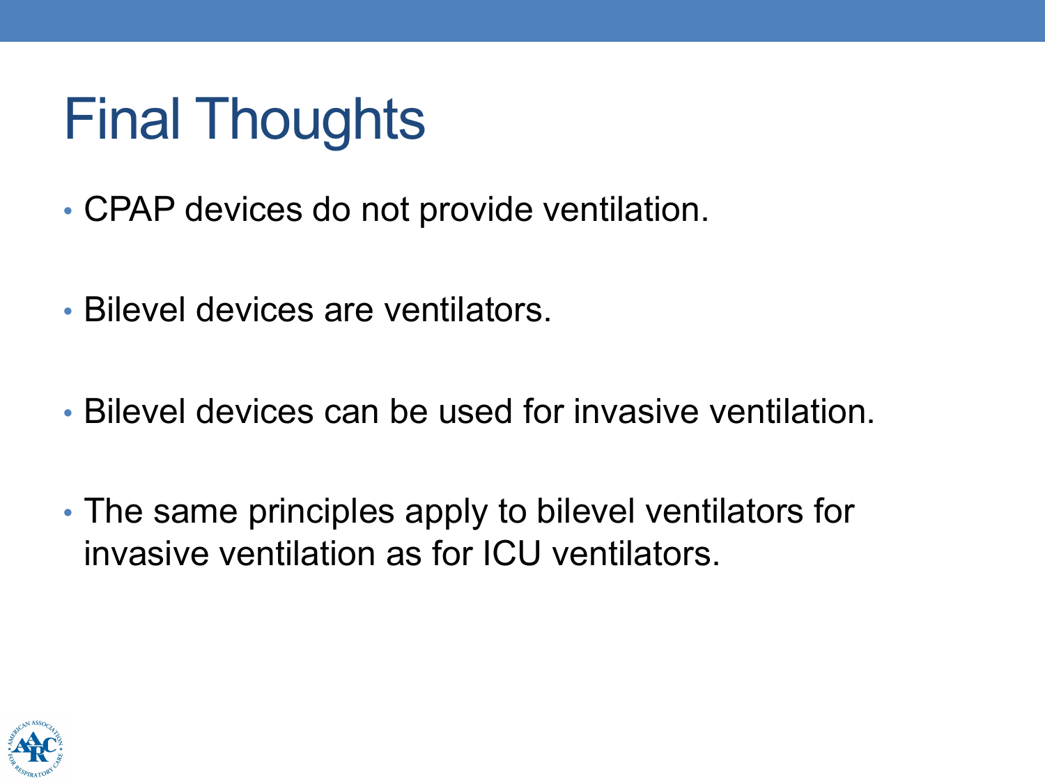# Final Thoughts

- CPAP devices do not provide ventilation.
- Bilevel devices are ventilators.
- Bilevel devices can be used for invasive ventilation.
- The same principles apply to bilevel ventilators for invasive ventilation as for ICU ventilators.